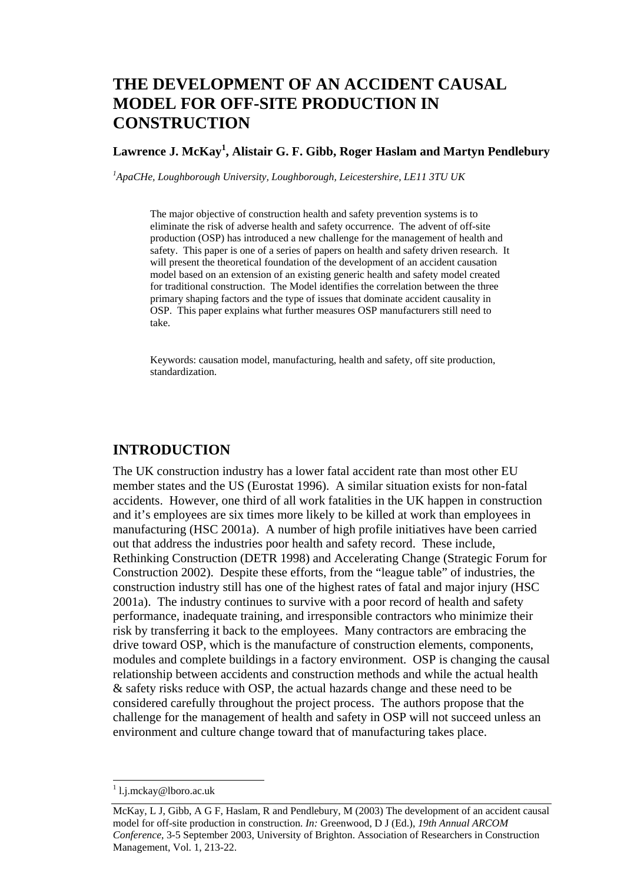# THE DEVELOPMENT OF AN ACCIDENT CAUSAL MODEL FOR OFF-SITE PRODUCTION IN CONSTRUCTION

**Lawrence J. McKay[1], Alistair G. F. Gibb, Roger Haslam and Martyn Pendlebury**

*[1]ApaCHe, Loughborough University, Loughborough, Leicestershire, LE11 3TU UK*

> The major objective of construction health and safety prevention systems is to eliminate the risk of adverse health and safety occurrence. The advent of off-site production (OSP) has introduced a new challenge for the management of health and safety. This paper is one of a series of papers on health and safety driven research. It will present the theoretical foundation of the development of an accident causation model based on an extension of an existing generic health and safety model created for traditional construction. The Model identifies the correlation between the three primary shaping factors and the type of issues that dominate accident causality in OSP. This paper explains what further measures OSP manufacturers still need to take.
>
> Keywords: causation model, manufacturing, health and safety, off site production, standardization.

## INTRODUCTION

The UK construction industry has a lower fatal accident rate than most other EU member states and the US (Eurostat 1996). A similar situation exists for non-fatal accidents. However, one third of all work fatalities in the UK happen in construction and it's employees are six times more likely to be killed at work than employees in manufacturing (HSC 2001a). A number of high profile initiatives have been carried out that address the industries poor health and safety record. These include, Rethinking Construction (DETR 1998) and Accelerating Change (Strategic Forum for Construction 2002). Despite these efforts, from the "league table" of industries, the construction industry still has one of the highest rates of fatal and major injury (HSC 2001a). The industry continues to survive with a poor record of health and safety performance, inadequate training, and irresponsible contractors who minimize their risk by transferring it back to the employees. Many contractors are embracing the drive toward OSP, which is the manufacture of construction elements, components, modules and complete buildings in a factory environment. OSP is changing the causal relationship between accidents and construction methods and while the actual health & safety risks reduce with OSP, the actual hazards change and these need to be considered carefully throughout the project process. The authors propose that the challenge for the management of health and safety in OSP will not succeed unless an environment and culture change toward that of manufacturing takes place.

[1] l.j.mckay@lboro.ac.uk

McKay, L J, Gibb, A G F, Haslam, R and Pendlebury, M (2003) The development of an accident causal model for off-site production in construction. *In:* Greenwood, D J (Ed.), *19th Annual ARCOM Conference*, 3-5 September 2003, University of Brighton. Association of Researchers in Construction Management, Vol. 1, 213-22.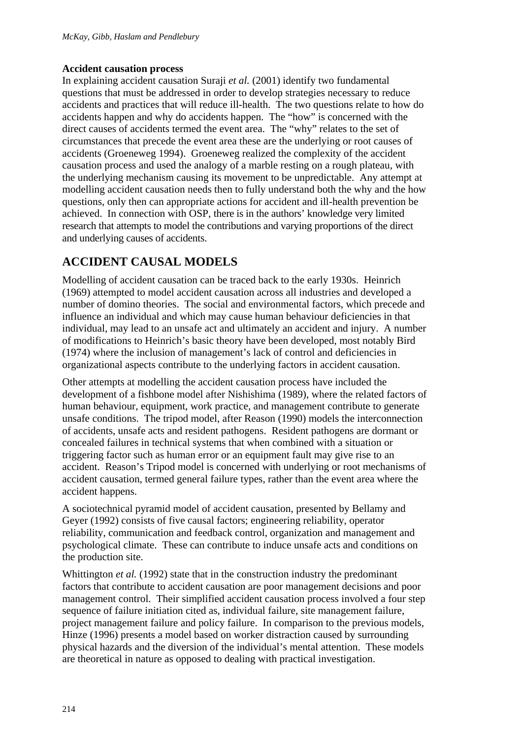### Accident causation process

In explaining accident causation Suraji *et al.* (2001) identify two fundamental questions that must be addressed in order to develop strategies necessary to reduce accidents and practices that will reduce ill-health. The two questions relate to how do accidents happen and why do accidents happen. The "how" is concerned with the direct causes of accidents termed the event area. The "why" relates to the set of circumstances that precede the event area these are the underlying or root causes of accidents (Groeneweg 1994). Groeneweg realized the complexity of the accident causation process and used the analogy of a marble resting on a rough plateau, with the underlying mechanism causing its movement to be unpredictable. Any attempt at modelling accident causation needs then to fully understand both the why and the how questions, only then can appropriate actions for accident and ill-health prevention be achieved. In connection with OSP, there is in the authors' knowledge very limited research that attempts to model the contributions and varying proportions of the direct and underlying causes of accidents.

## ACCIDENT CAUSAL MODELS

Modelling of accident causation can be traced back to the early 1930s. Heinrich (1969) attempted to model accident causation across all industries and developed a number of domino theories. The social and environmental factors, which precede and influence an individual and which may cause human behaviour deficiencies in that individual, may lead to an unsafe act and ultimately an accident and injury. A number of modifications to Heinrich's basic theory have been developed, most notably Bird (1974) where the inclusion of management's lack of control and deficiencies in organizational aspects contribute to the underlying factors in accident causation.

Other attempts at modelling the accident causation process have included the development of a fishbone model after Nishishima (1989), where the related factors of human behaviour, equipment, work practice, and management contribute to generate unsafe conditions. The tripod model, after Reason (1990) models the interconnection of accidents, unsafe acts and resident pathogens. Resident pathogens are dormant or concealed failures in technical systems that when combined with a situation or triggering factor such as human error or an equipment fault may give rise to an accident. Reason's Tripod model is concerned with underlying or root mechanisms of accident causation, termed general failure types, rather than the event area where the accident happens.

A sociotechnical pyramid model of accident causation, presented by Bellamy and Geyer (1992) consists of five causal factors; engineering reliability, operator reliability, communication and feedback control, organization and management and psychological climate. These can contribute to induce unsafe acts and conditions on the production site.

Whittington *et al.* (1992) state that in the construction industry the predominant factors that contribute to accident causation are poor management decisions and poor management control. Their simplified accident causation process involved a four step sequence of failure initiation cited as, individual failure, site management failure, project management failure and policy failure. In comparison to the previous models, Hinze (1996) presents a model based on worker distraction caused by surrounding physical hazards and the diversion of the individual's mental attention. These models are theoretical in nature as opposed to dealing with practical investigation.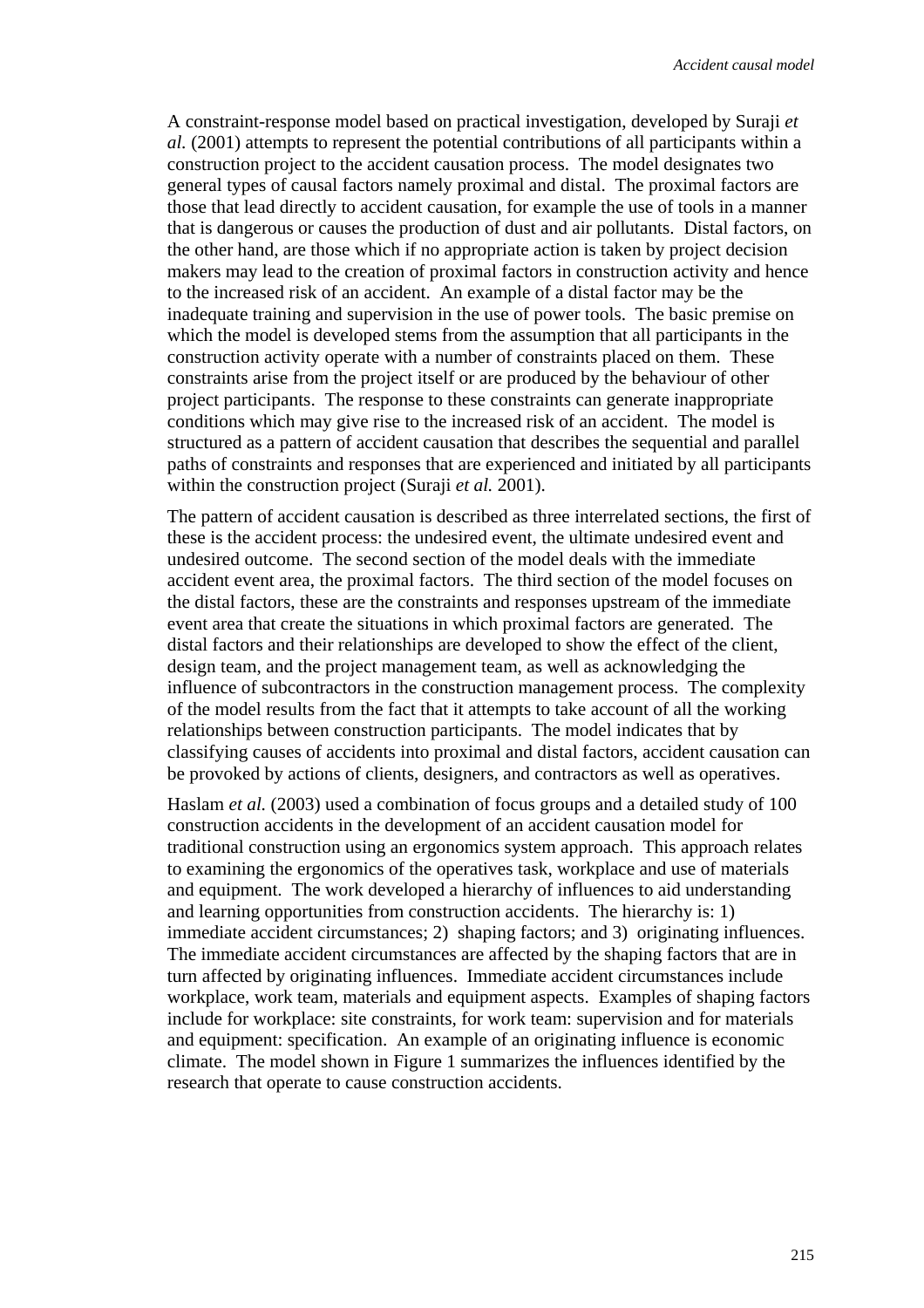A constraint-response model based on practical investigation, developed by Suraji *et al.* (2001) attempts to represent the potential contributions of all participants within a construction project to the accident causation process. The model designates two general types of causal factors namely proximal and distal. The proximal factors are those that lead directly to accident causation, for example the use of tools in a manner that is dangerous or causes the production of dust and air pollutants. Distal factors, on the other hand, are those which if no appropriate action is taken by project decision makers may lead to the creation of proximal factors in construction activity and hence to the increased risk of an accident. An example of a distal factor may be the inadequate training and supervision in the use of power tools. The basic premise on which the model is developed stems from the assumption that all participants in the construction activity operate with a number of constraints placed on them. These constraints arise from the project itself or are produced by the behaviour of other project participants. The response to these constraints can generate inappropriate conditions which may give rise to the increased risk of an accident. The model is structured as a pattern of accident causation that describes the sequential and parallel paths of constraints and responses that are experienced and initiated by all participants within the construction project (Suraji *et al.* 2001).

The pattern of accident causation is described as three interrelated sections, the first of these is the accident process: the undesired event, the ultimate undesired event and undesired outcome. The second section of the model deals with the immediate accident event area, the proximal factors. The third section of the model focuses on the distal factors, these are the constraints and responses upstream of the immediate event area that create the situations in which proximal factors are generated. The distal factors and their relationships are developed to show the effect of the client, design team, and the project management team, as well as acknowledging the influence of subcontractors in the construction management process. The complexity of the model results from the fact that it attempts to take account of all the working relationships between construction participants. The model indicates that by classifying causes of accidents into proximal and distal factors, accident causation can be provoked by actions of clients, designers, and contractors as well as operatives.

Haslam *et al.* (2003) used a combination of focus groups and a detailed study of 100 construction accidents in the development of an accident causation model for traditional construction using an ergonomics system approach. This approach relates to examining the ergonomics of the operatives task, workplace and use of materials and equipment. The work developed a hierarchy of influences to aid understanding and learning opportunities from construction accidents. The hierarchy is: 1) immediate accident circumstances; 2) shaping factors; and 3) originating influences. The immediate accident circumstances are affected by the shaping factors that are in turn affected by originating influences. Immediate accident circumstances include workplace, work team, materials and equipment aspects. Examples of shaping factors include for workplace: site constraints, for work team: supervision and for materials and equipment: specification. An example of an originating influence is economic climate. The model shown in Figure 1 summarizes the influences identified by the research that operate to cause construction accidents.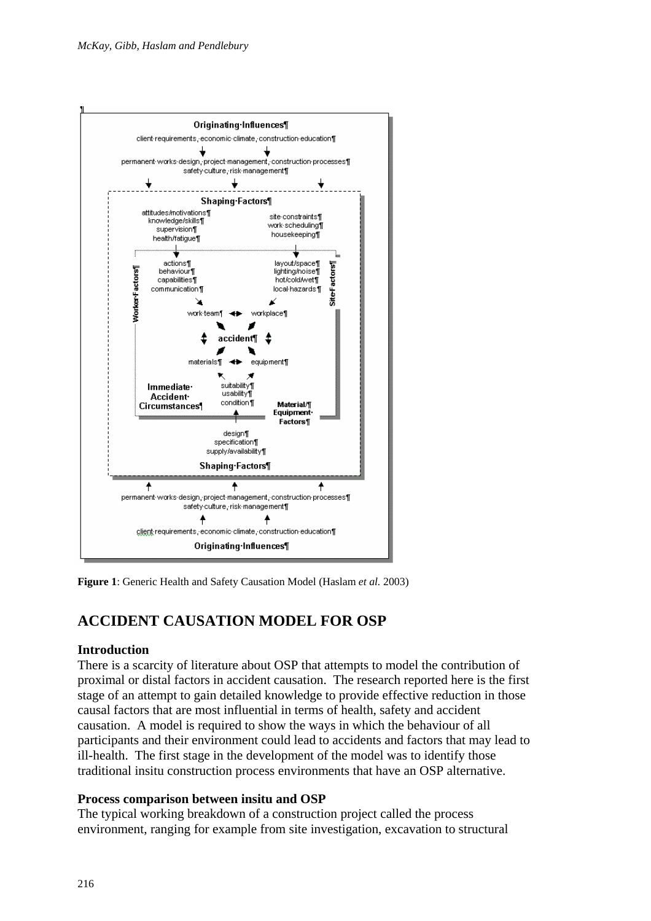**Figure 1**: Generic Health and Safety Causation Model (Haslam *et al.* 2003)

## ACCIDENT CAUSATION MODEL FOR OSP

### Introduction

There is a scarcity of literature about OSP that attempts to model the contribution of proximal or distal factors in accident causation. The research reported here is the first stage of an attempt to gain detailed knowledge to provide effective reduction in those causal factors that are most influential in terms of health, safety and accident causation. A model is required to show the ways in which the behaviour of all participants and their environment could lead to accidents and factors that may lead to ill-health. The first stage in the development of the model was to identify those traditional insitu construction process environments that have an OSP alternative.

### Process comparison between insitu and OSP

The typical working breakdown of a construction project called the process environment, ranging for example from site investigation, excavation to structural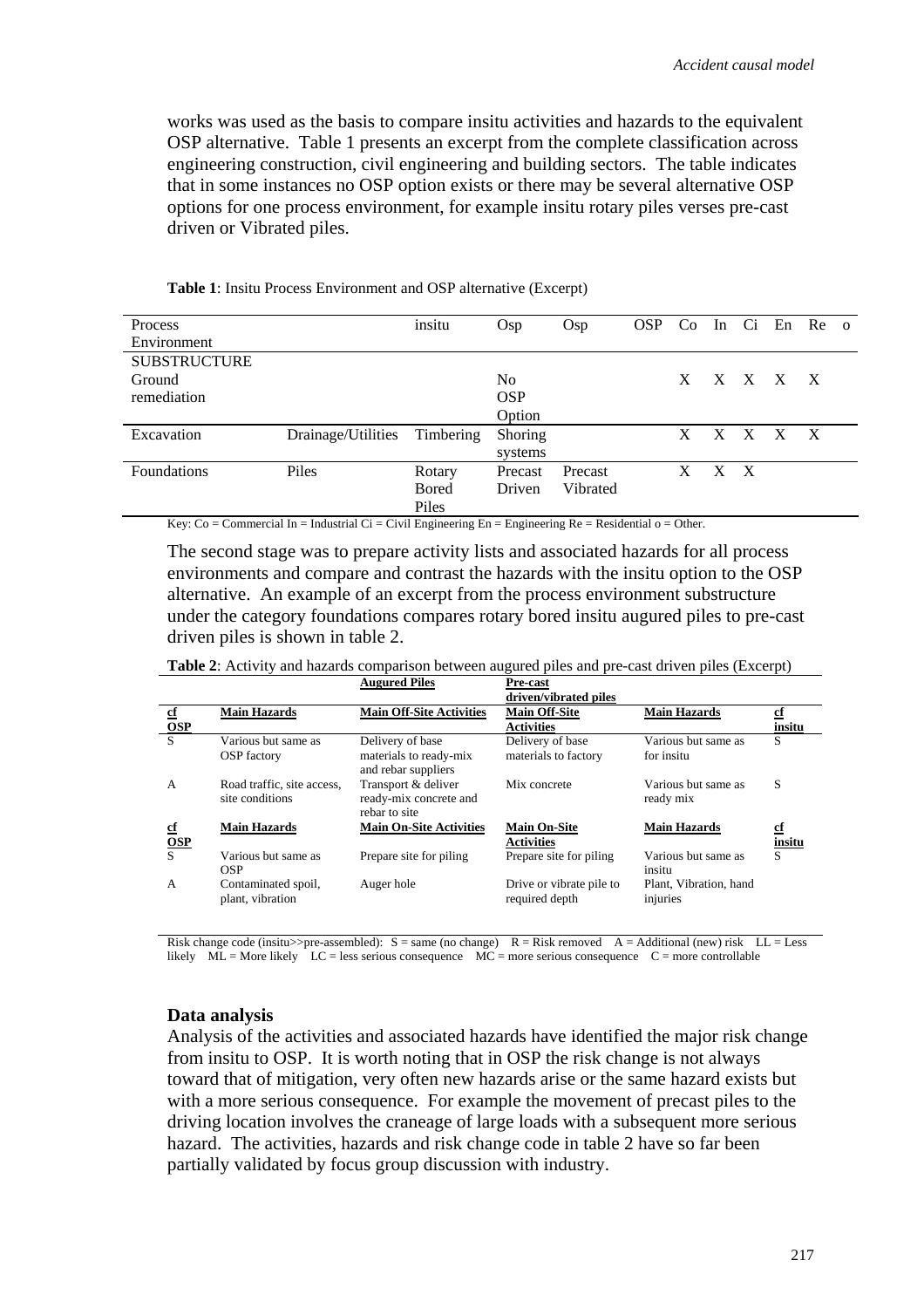works was used as the basis to compare insitu activities and hazards to the equivalent OSP alternative. Table 1 presents an excerpt from the complete classification across engineering construction, civil engineering and building sectors. The table indicates that in some instances no OSP option exists or there may be several alternative OSP options for one process environment, for example insitu rotary piles verses pre-cast driven or Vibrated piles.

**Table 1**: Insitu Process Environment and OSP alternative (Excerpt)

| Process Environment | | insitu | Osp | Osp | OSP | Co | In | Ci | En | Re | o |
|---|---|---|---|---|---|---|---|---|---|---|---|
| SUBSTRUCTURE | | | | | | | | | | | |
| Ground remediation | | | No OSP Option | | | X | X | X | X | X | |
| Excavation | Drainage/Utilities | Timbering | Shoring systems | | | X | X | X | X | X | |
| Foundations | Piles | Rotary Bored Piles | Precast Driven | Precast Vibrated | | X | X | X | | | |

Key: Co = Commercial In = Industrial Ci = Civil Engineering En = Engineering Re = Residential o = Other.

The second stage was to prepare activity lists and associated hazards for all process environments and compare and contrast the hazards with the insitu option to the OSP alternative. An example of an excerpt from the process environment substructure under the category foundations compares rotary bored insitu augured piles to pre-cast driven piles is shown in table 2.

**Table 2**: Activity and hazards comparison between augured piles and pre-cast driven piles (Excerpt)

| | | **Augured Piles** | **Pre-cast driven/vibrated piles** | | |
|---|---|---|---|---|---|
| **cf OSP** | **Main Hazards** | **Main Off-Site Activities** | **Main Off-Site Activities** | **Main Hazards** | **cf insitu** |
| S | Various but same as OSP factory | Delivery of base materials to ready-mix and rebar suppliers | Delivery of base materials to factory | Various but same as for insitu | S |
| A | Road traffic, site access, site conditions | Transport & deliver ready-mix concrete and rebar to site | Mix concrete | Various but same as ready mix | S |
| **cf OSP** | **Main Hazards** | **Main On-Site Activities** | **Main On-Site Activities** | **Main Hazards** | **cf insitu** |
| S | Various but same as OSP | Prepare site for piling | Prepare site for piling | Various but same as insitu | S |
| A | Contaminated spoil, plant, vibration | Auger hole | Drive or vibrate pile to required depth | Plant, Vibration, hand injuries | |

Risk change code (insitu>>pre-assembled): S = same (no change) R = Risk removed A = Additional (new) risk LL = Less likely ML = More likely LC = less serious consequence MC = more serious consequence C = more controllable

### Data analysis

Analysis of the activities and associated hazards have identified the major risk change from insitu to OSP. It is worth noting that in OSP the risk change is not always toward that of mitigation, very often new hazards arise or the same hazard exists but with a more serious consequence. For example the movement of precast piles to the driving location involves the craneage of large loads with a subsequent more serious hazard. The activities, hazards and risk change code in table 2 have so far been partially validated by focus group discussion with industry.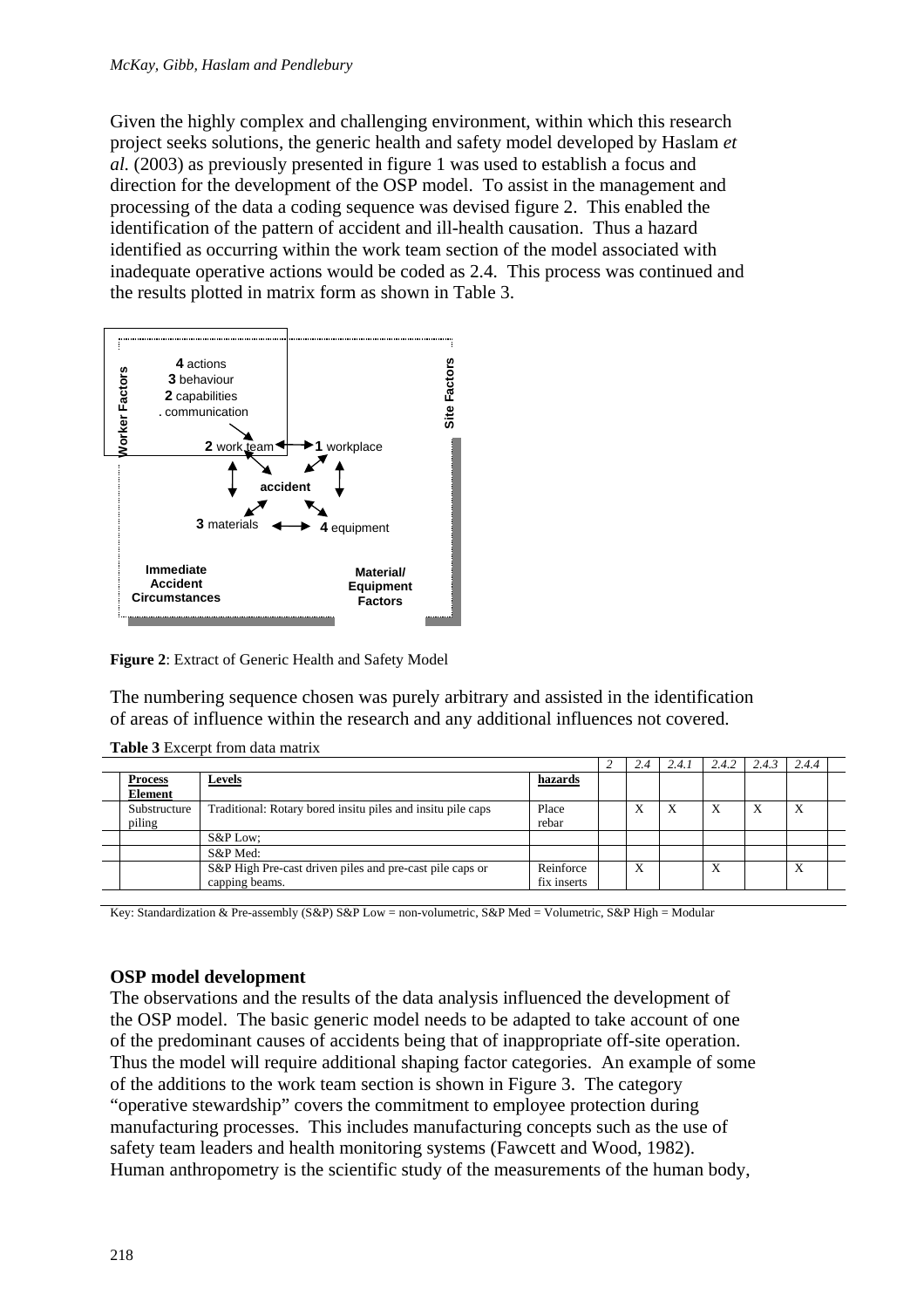Given the highly complex and challenging environment, within which this research project seeks solutions, the generic health and safety model developed by Haslam *et al.* (2003) as previously presented in figure 1 was used to establish a focus and direction for the development of the OSP model. To assist in the management and processing of the data a coding sequence was devised figure 2. This enabled the identification of the pattern of accident and ill-health causation. Thus a hazard identified as occurring within the work team section of the model associated with inadequate operative actions would be coded as 2.4. This process was continued and the results plotted in matrix form as shown in Table 3.

**Figure 2**: Extract of Generic Health and Safety Model

The numbering sequence chosen was purely arbitrary and assisted in the identification of areas of influence within the research and any additional influences not covered.

**Table 3** Excerpt from data matrix

| Process Element | Levels | hazards | 2 | 2.4 | 2.4.1 | 2.4.2 | 2.4.3 | 2.4.4 |
|---|---|---|---|---|---|---|---|---|
| Substructure piling | Traditional: Rotary bored insitu piles and insitu pile caps | Place rebar | | X | X | X | X | X |
| | S&P Low; | | | | | | | |
| | S&P Med: | | | | | | | |
| | S&P High Pre-cast driven piles and pre-cast pile caps or capping beams. | Reinforce fix inserts | | X | | X | | X |

Key: Standardization & Pre-assembly (S&P) S&P Low = non-volumetric, S&P Med = Volumetric, S&P High = Modular

## OSP model development

The observations and the results of the data analysis influenced the development of the OSP model. The basic generic model needs to be adapted to take account of one of the predominant causes of accidents being that of inappropriate off-site operation. Thus the model will require additional shaping factor categories. An example of some of the additions to the work team section is shown in Figure 3. The category "operative stewardship" covers the commitment to employee protection during manufacturing processes. This includes manufacturing concepts such as the use of safety team leaders and health monitoring systems (Fawcett and Wood, 1982). Human anthropometry is the scientific study of the measurements of the human body,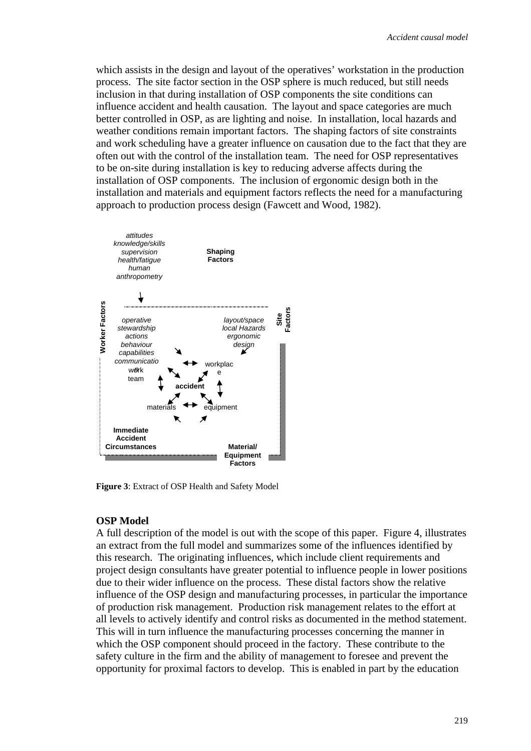which assists in the design and layout of the operatives' workstation in the production process. The site factor section in the OSP sphere is much reduced, but still needs inclusion in that during installation of OSP components the site conditions can influence accident and health causation. The layout and space categories are much better controlled in OSP, as are lighting and noise. In installation, local hazards and weather conditions remain important factors. The shaping factors of site constraints and work scheduling have a greater influence on causation due to the fact that they are often out with the control of the installation team. The need for OSP representatives to be on-site during installation is key to reducing adverse affects during the installation of OSP components. The inclusion of ergonomic design both in the installation and materials and equipment factors reflects the need for a manufacturing approach to production process design (Fawcett and Wood, 1982).

*attitudes*
*knowledge/skills*
*supervision*
*health/fatigue*
*human*
*anthropometry*

**Shaping Factors**

**Worker Factors**

*operative*
*stewardship*
*actions*
*behaviour*
*capabilities*
*communication*

work team

*layout/space*
*local Hazards*
*ergonomic*
*design*

**Site Factors**

workplace

**accident**

materials

equipment

**Immediate Accident Circumstances**

**Material/ Equipment Factors**

**Figure 3**: Extract of OSP Health and Safety Model

**OSP Model**

A full description of the model is out with the scope of this paper. Figure 4, illustrates an extract from the full model and summarizes some of the influences identified by this research. The originating influences, which include client requirements and project design consultants have greater potential to influence people in lower positions due to their wider influence on the process. These distal factors show the relative influence of the OSP design and manufacturing processes, in particular the importance of production risk management. Production risk management relates to the effort at all levels to actively identify and control risks as documented in the method statement. This will in turn influence the manufacturing processes concerning the manner in which the OSP component should proceed in the factory. These contribute to the safety culture in the firm and the ability of management to foresee and prevent the opportunity for proximal factors to develop. This is enabled in part by the education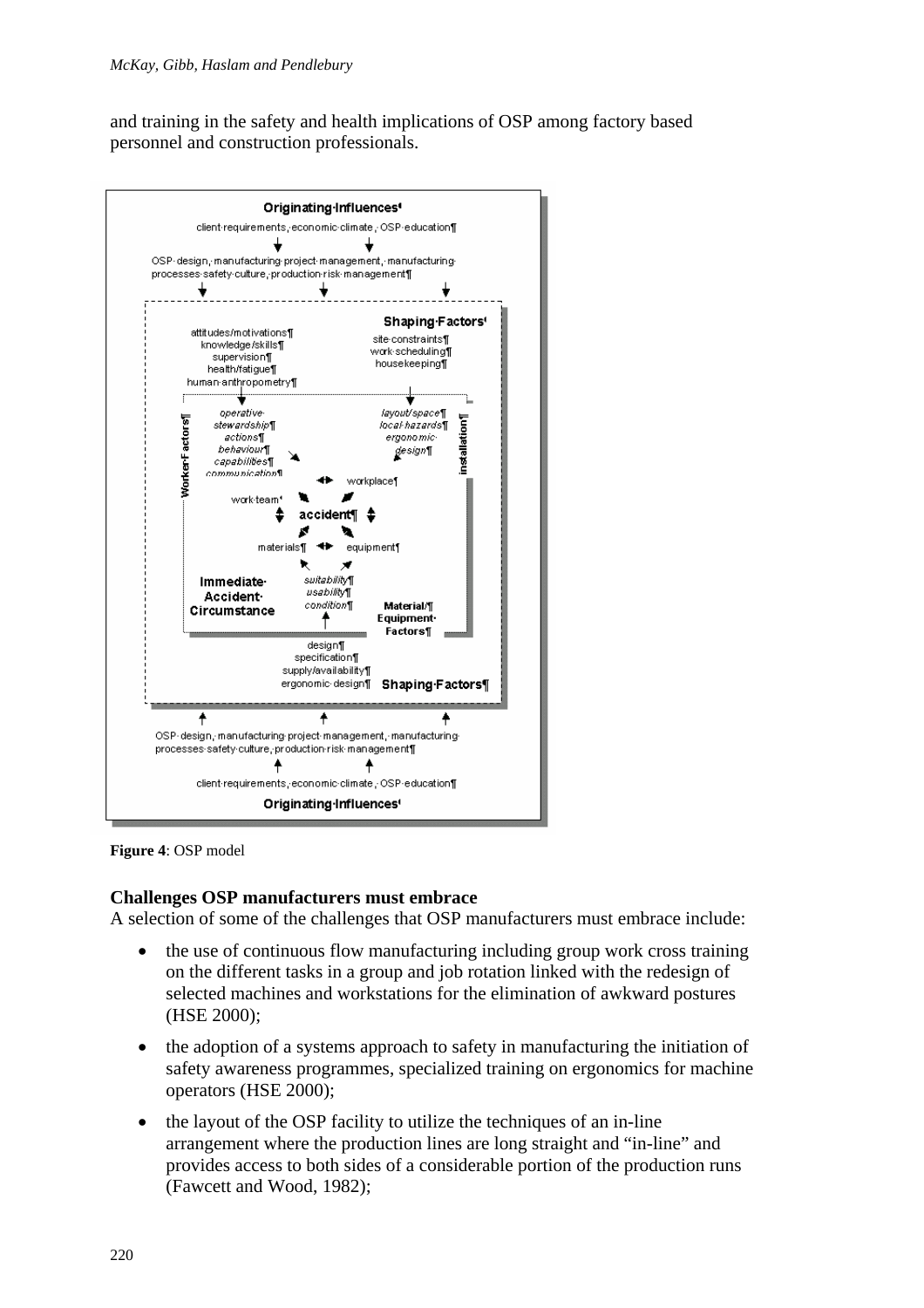and training in the safety and health implications of OSP among factory based personnel and construction professionals.

**Figure 4**: OSP model

**Challenges OSP manufacturers must embrace**

A selection of some of the challenges that OSP manufacturers must embrace include:

- the use of continuous flow manufacturing including group work cross training on the different tasks in a group and job rotation linked with the redesign of selected machines and workstations for the elimination of awkward postures (HSE 2000);
- the adoption of a systems approach to safety in manufacturing the initiation of safety awareness programmes, specialized training on ergonomics for machine operators (HSE 2000);
- the layout of the OSP facility to utilize the techniques of an in-line arrangement where the production lines are long straight and "in-line" and provides access to both sides of a considerable portion of the production runs (Fawcett and Wood, 1982);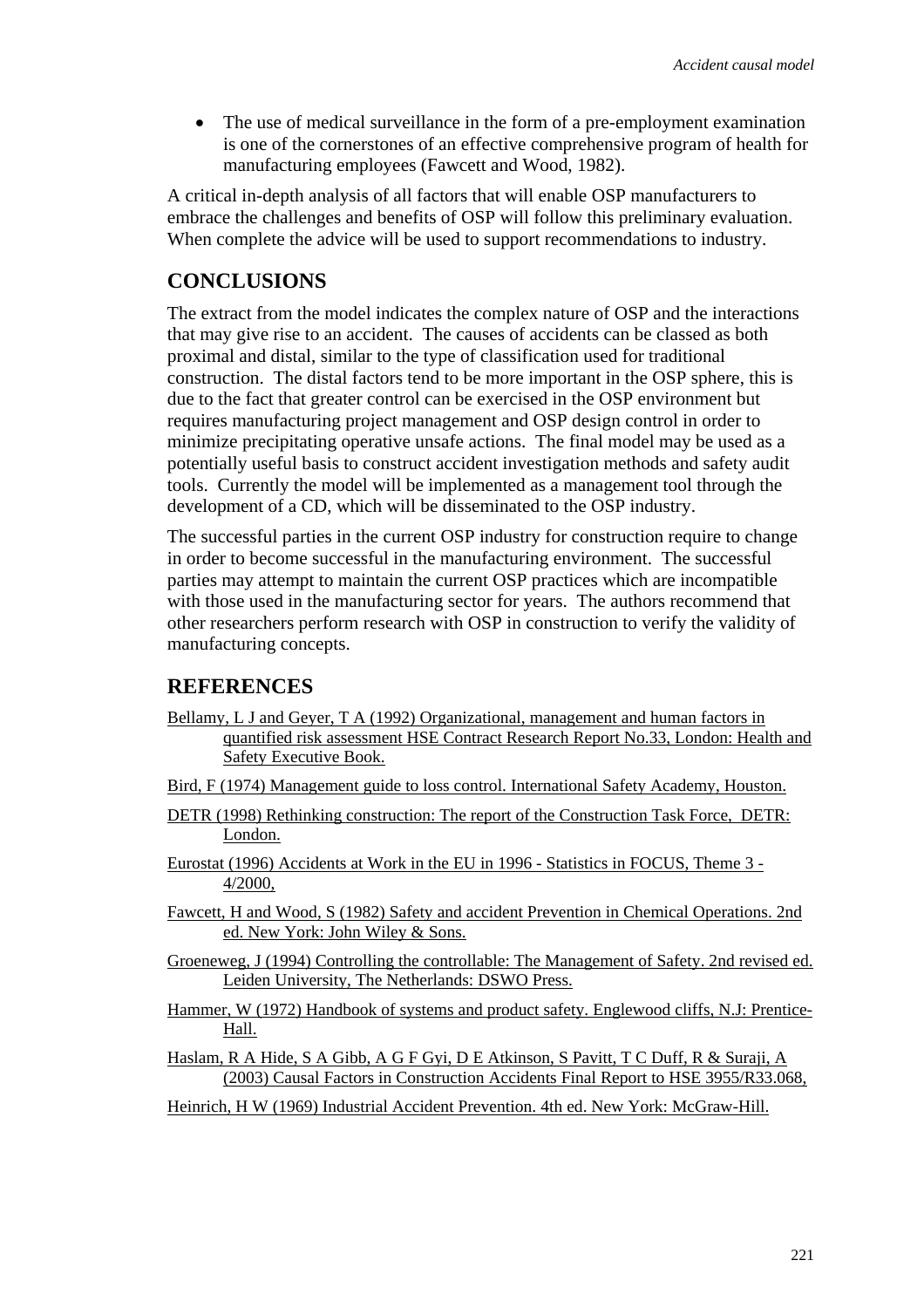- The use of medical surveillance in the form of a pre-employment examination is one of the cornerstones of an effective comprehensive program of health for manufacturing employees (Fawcett and Wood, 1982).

A critical in-depth analysis of all factors that will enable OSP manufacturers to embrace the challenges and benefits of OSP will follow this preliminary evaluation. When complete the advice will be used to support recommendations to industry.

## CONCLUSIONS

The extract from the model indicates the complex nature of OSP and the interactions that may give rise to an accident. The causes of accidents can be classed as both proximal and distal, similar to the type of classification used for traditional construction. The distal factors tend to be more important in the OSP sphere, this is due to the fact that greater control can be exercised in the OSP environment but requires manufacturing project management and OSP design control in order to minimize precipitating operative unsafe actions. The final model may be used as a potentially useful basis to construct accident investigation methods and safety audit tools. Currently the model will be implemented as a management tool through the development of a CD, which will be disseminated to the OSP industry.

The successful parties in the current OSP industry for construction require to change in order to become successful in the manufacturing environment. The successful parties may attempt to maintain the current OSP practices which are incompatible with those used in the manufacturing sector for years. The authors recommend that other researchers perform research with OSP in construction to verify the validity of manufacturing concepts.

## REFERENCES

Bellamy, L J and Geyer, T A (1992) Organizational, management and human factors in quantified risk assessment HSE Contract Research Report No.33, London: Health and Safety Executive Book.

Bird, F (1974) Management guide to loss control. International Safety Academy, Houston.

DETR (1998) Rethinking construction: The report of the Construction Task Force, DETR: London.

Eurostat (1996) Accidents at Work in the EU in 1996 - Statistics in FOCUS, Theme 3 - 4/2000,

Fawcett, H and Wood, S (1982) Safety and accident Prevention in Chemical Operations. 2nd ed. New York: John Wiley & Sons.

Groeneweg, J (1994) Controlling the controllable: The Management of Safety. 2nd revised ed. Leiden University, The Netherlands: DSWO Press.

Hammer, W (1972) Handbook of systems and product safety. Englewood cliffs, N.J: Prentice-Hall.

Haslam, R A Hide, S A Gibb, A G F Gyi, D E Atkinson, S Pavitt, T C Duff, R & Suraji, A (2003) Causal Factors in Construction Accidents Final Report to HSE 3955/R33.068,

Heinrich, H W (1969) Industrial Accident Prevention. 4th ed. New York: McGraw-Hill.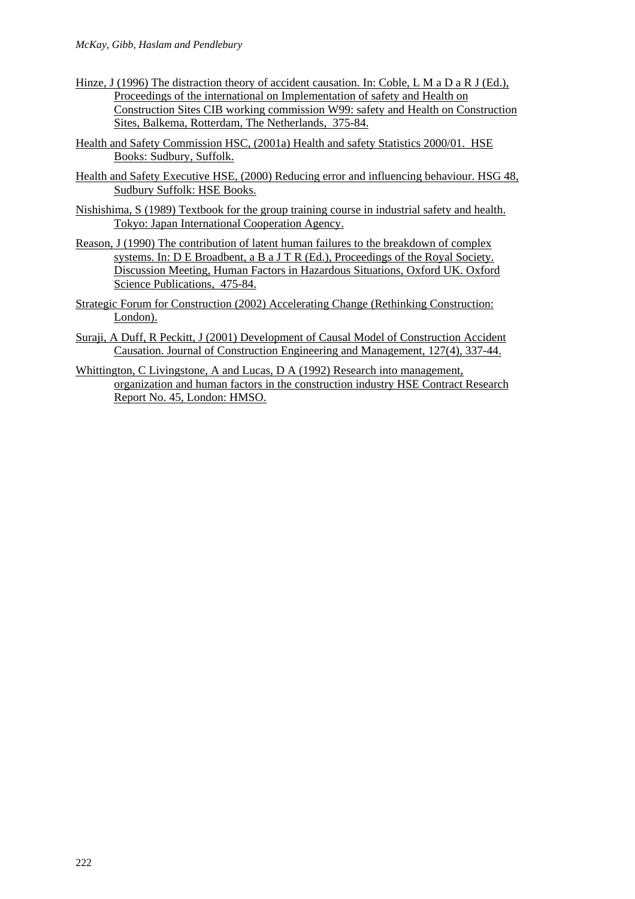Hinze, J (1996) The distraction theory of accident causation. In: Coble, L M a D a R J (Ed.), Proceedings of the international on Implementation of safety and Health on Construction Sites CIB working commission W99: safety and Health on Construction Sites, Balkema, Rotterdam, The Netherlands, 375-84.

Health and Safety Commission HSC, (2001a) Health and safety Statistics 2000/01. HSE Books: Sudbury, Suffolk.

Health and Safety Executive HSE, (2000) Reducing error and influencing behaviour. HSG 48, Sudbury Suffolk: HSE Books.

Nishishima, S (1989) Textbook for the group training course in industrial safety and health. Tokyo: Japan International Cooperation Agency.

Reason, J (1990) The contribution of latent human failures to the breakdown of complex systems. In: D E Broadbent, a B a J T R (Ed.), Proceedings of the Royal Society. Discussion Meeting, Human Factors in Hazardous Situations, Oxford UK. Oxford Science Publications, 475-84.

Strategic Forum for Construction (2002) Accelerating Change (Rethinking Construction: London).

Suraji, A Duff, R Peckitt, J (2001) Development of Causal Model of Construction Accident Causation. Journal of Construction Engineering and Management, 127(4), 337-44.

Whittington, C Livingstone, A and Lucas, D A (1992) Research into management, organization and human factors in the construction industry HSE Contract Research Report No. 45, London: HMSO.